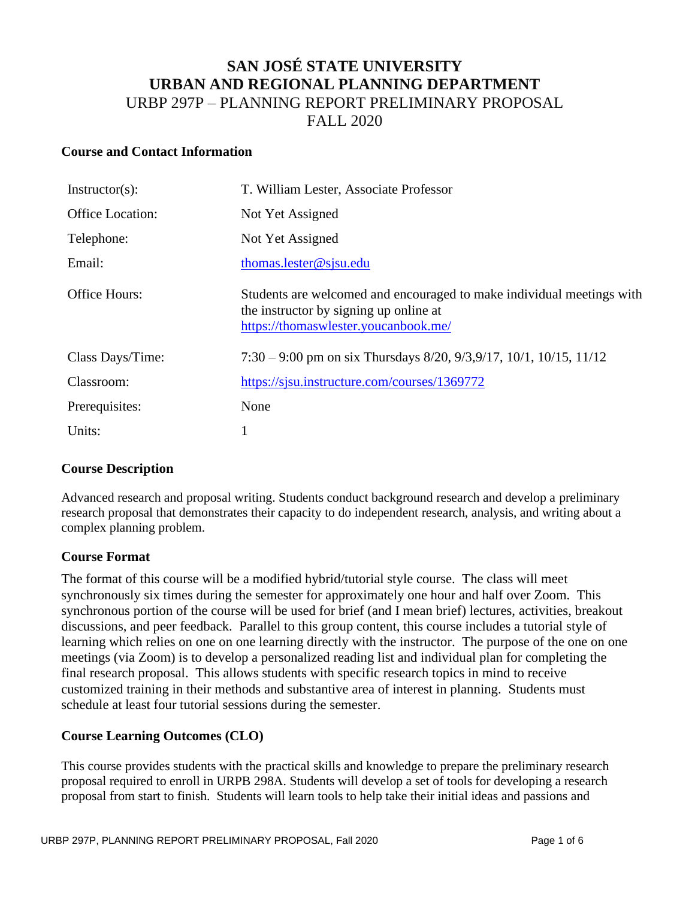# SAN JOSÉ STATE UNIVERSITY
# URBAN AND REGIONAL PLANNING DEPARTMENT
## URBP 297P – PLANNING REPORT PRELIMINARY PROPOSAL
## FALL 2020

### Course and Contact Information

| | |
|---|---|
| Instructor(s): | T. William Lester, Associate Professor |
| Office Location: | Not Yet Assigned |
| Telephone: | Not Yet Assigned |
| Email: | thomas.lester@sjsu.edu |
| Office Hours: | Students are welcomed and encouraged to make individual meetings with the instructor by signing up online at https://thomaswlester.youcanbook.me/ |
| Class Days/Time: | 7:30 – 9:00 pm on six Thursdays 8/20, 9/3,9/17, 10/1, 10/15, 11/12 |
| Classroom: | https://sjsu.instructure.com/courses/1369772 |
| Prerequisites: | None |
| Units: | 1 |

### Course Description

Advanced research and proposal writing. Students conduct background research and develop a preliminary research proposal that demonstrates their capacity to do independent research, analysis, and writing about a complex planning problem.

### Course Format

The format of this course will be a modified hybrid/tutorial style course. The class will meet synchronously six times during the semester for approximately one hour and half over Zoom. This synchronous portion of the course will be used for brief (and I mean brief) lectures, activities, breakout discussions, and peer feedback. Parallel to this group content, this course includes a tutorial style of learning which relies on one on one learning directly with the instructor. The purpose of the one on one meetings (via Zoom) is to develop a personalized reading list and individual plan for completing the final research proposal. This allows students with specific research topics in mind to receive customized training in their methods and substantive area of interest in planning. Students must schedule at least four tutorial sessions during the semester.

### Course Learning Outcomes (CLO)

This course provides students with the practical skills and knowledge to prepare the preliminary research proposal required to enroll in URPB 298A. Students will develop a set of tools for developing a research proposal from start to finish. Students will learn tools to help take their initial ideas and passions and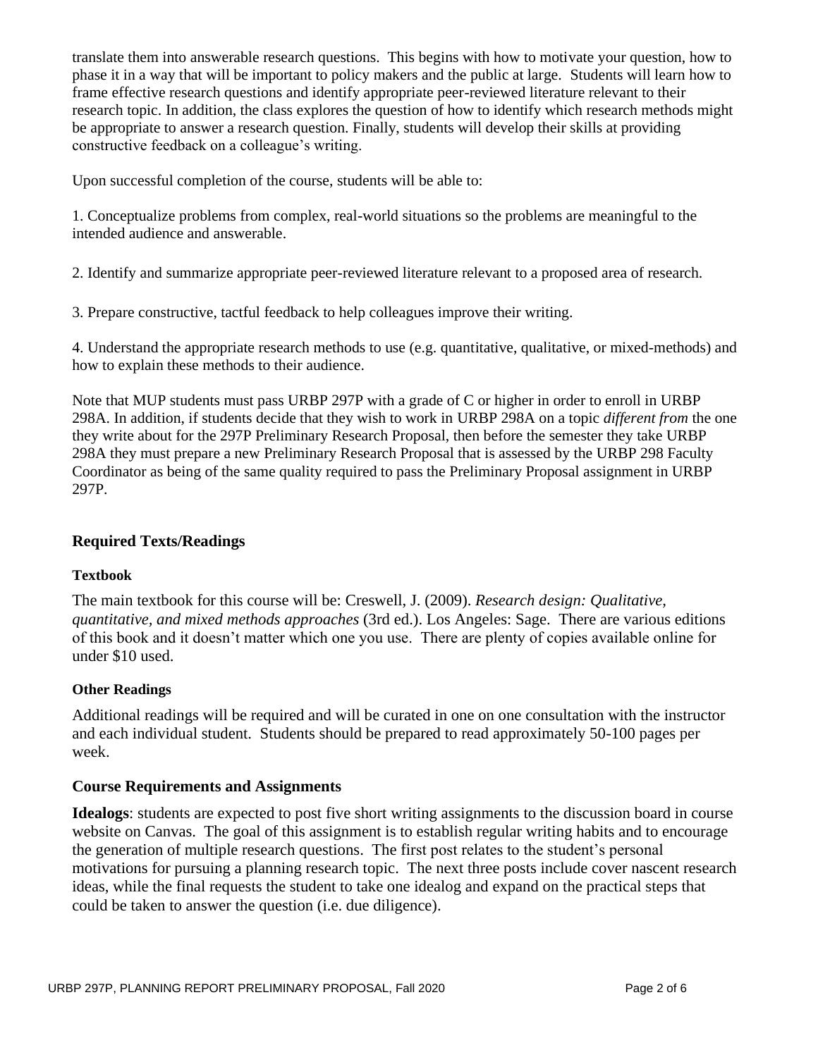translate them into answerable research questions. This begins with how to motivate your question, how to phase it in a way that will be important to policy makers and the public at large. Students will learn how to frame effective research questions and identify appropriate peer-reviewed literature relevant to their research topic. In addition, the class explores the question of how to identify which research methods might be appropriate to answer a research question. Finally, students will develop their skills at providing constructive feedback on a colleague's writing.

Upon successful completion of the course, students will be able to:

1. Conceptualize problems from complex, real-world situations so the problems are meaningful to the intended audience and answerable.

2. Identify and summarize appropriate peer-reviewed literature relevant to a proposed area of research.

3. Prepare constructive, tactful feedback to help colleagues improve their writing.

4. Understand the appropriate research methods to use (e.g. quantitative, qualitative, or mixed-methods) and how to explain these methods to their audience.

Note that MUP students must pass URBP 297P with a grade of C or higher in order to enroll in URBP 298A. In addition, if students decide that they wish to work in URBP 298A on a topic *different from* the one they write about for the 297P Preliminary Research Proposal, then before the semester they take URBP 298A they must prepare a new Preliminary Research Proposal that is assessed by the URBP 298 Faculty Coordinator as being of the same quality required to pass the Preliminary Proposal assignment in URBP 297P.

## Required Texts/Readings

### Textbook

The main textbook for this course will be: Creswell, J. (2009). *Research design: Qualitative, quantitative, and mixed methods approaches* (3rd ed.). Los Angeles: Sage. There are various editions of this book and it doesn't matter which one you use. There are plenty of copies available online for under $10 used.

### Other Readings

Additional readings will be required and will be curated in one on one consultation with the instructor and each individual student. Students should be prepared to read approximately 50-100 pages per week.

## Course Requirements and Assignments

**Idealogs**: students are expected to post five short writing assignments to the discussion board in course website on Canvas. The goal of this assignment is to establish regular writing habits and to encourage the generation of multiple research questions. The first post relates to the student's personal motivations for pursuing a planning research topic. The next three posts include cover nascent research ideas, while the final requests the student to take one idealog and expand on the practical steps that could be taken to answer the question (i.e. due diligence).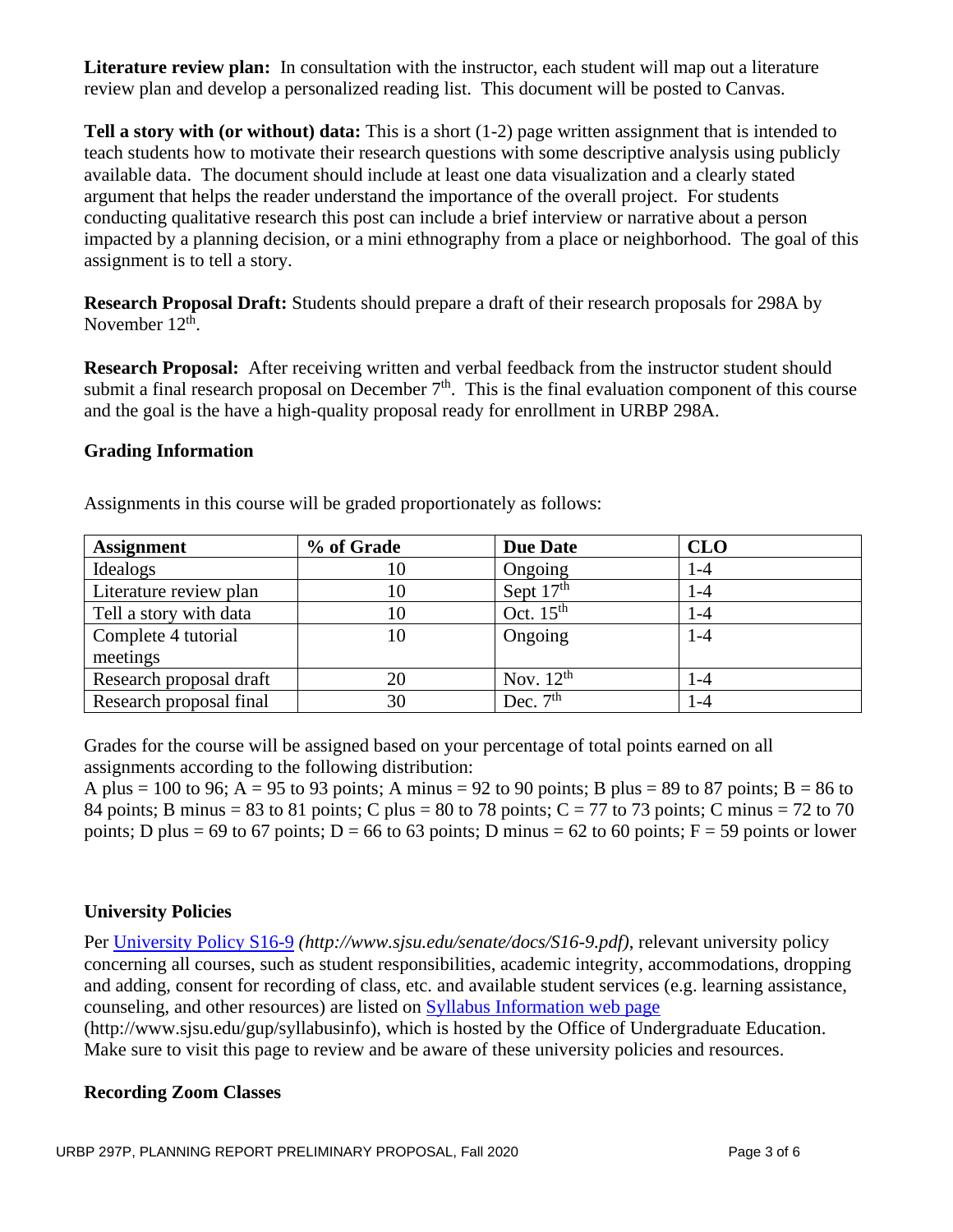**Literature review plan:** In consultation with the instructor, each student will map out a literature review plan and develop a personalized reading list. This document will be posted to Canvas.

**Tell a story with (or without) data:** This is a short (1-2) page written assignment that is intended to teach students how to motivate their research questions with some descriptive analysis using publicly available data. The document should include at least one data visualization and a clearly stated argument that helps the reader understand the importance of the overall project. For students conducting qualitative research this post can include a brief interview or narrative about a person impacted by a planning decision, or a mini ethnography from a place or neighborhood. The goal of this assignment is to tell a story.

**Research Proposal Draft:** Students should prepare a draft of their research proposals for 298A by November 12th.

**Research Proposal:** After receiving written and verbal feedback from the instructor student should submit a final research proposal on December 7th. This is the final evaluation component of this course and the goal is the have a high-quality proposal ready for enrollment in URBP 298A.

### Grading Information

Assignments in this course will be graded proportionately as follows:

| Assignment | % of Grade | Due Date | CLO |
|---|---|---|---|
| Idealogs | 10 | Ongoing | 1-4 |
| Literature review plan | 10 | Sept 17th | 1-4 |
| Tell a story with data | 10 | Oct. 15th | 1-4 |
| Complete 4 tutorial meetings | 10 | Ongoing | 1-4 |
| Research proposal draft | 20 | Nov. 12th | 1-4 |
| Research proposal final | 30 | Dec. 7th | 1-4 |

Grades for the course will be assigned based on your percentage of total points earned on all assignments according to the following distribution:
A plus = 100 to 96; A = 95 to 93 points; A minus = 92 to 90 points; B plus = 89 to 87 points; B = 86 to 84 points; B minus = 83 to 81 points; C plus = 80 to 78 points; C = 77 to 73 points; C minus = 72 to 70 points; D plus = 69 to 67 points; D = 66 to 63 points; D minus = 62 to 60 points; F = 59 points or lower

### University Policies

Per [University Policy S16-9](http://www.sjsu.edu/senate/docs/S16-9.pdf) *(http://www.sjsu.edu/senate/docs/S16-9.pdf)*, relevant university policy concerning all courses, such as student responsibilities, academic integrity, accommodations, dropping and adding, consent for recording of class, etc. and available student services (e.g. learning assistance, counseling, and other resources) are listed on [Syllabus Information web page](http://www.sjsu.edu/gup/syllabusinfo) (http://www.sjsu.edu/gup/syllabusinfo), which is hosted by the Office of Undergraduate Education. Make sure to visit this page to review and be aware of these university policies and resources.

### Recording Zoom Classes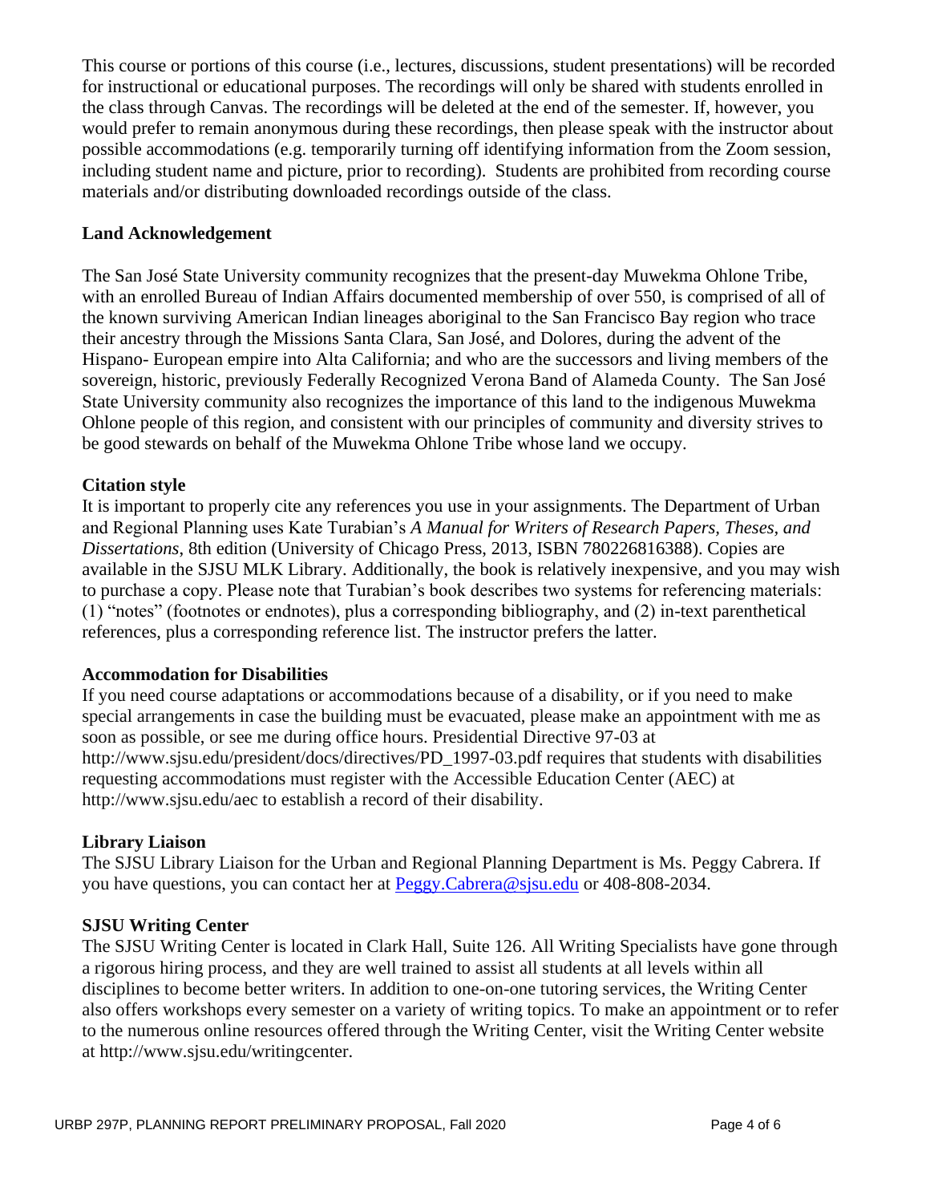This course or portions of this course (i.e., lectures, discussions, student presentations) will be recorded for instructional or educational purposes. The recordings will only be shared with students enrolled in the class through Canvas. The recordings will be deleted at the end of the semester. If, however, you would prefer to remain anonymous during these recordings, then please speak with the instructor about possible accommodations (e.g. temporarily turning off identifying information from the Zoom session, including student name and picture, prior to recording). Students are prohibited from recording course materials and/or distributing downloaded recordings outside of the class.

**Land Acknowledgement**

The San José State University community recognizes that the present-day Muwekma Ohlone Tribe, with an enrolled Bureau of Indian Affairs documented membership of over 550, is comprised of all of the known surviving American Indian lineages aboriginal to the San Francisco Bay region who trace their ancestry through the Missions Santa Clara, San José, and Dolores, during the advent of the Hispano- European empire into Alta California; and who are the successors and living members of the sovereign, historic, previously Federally Recognized Verona Band of Alameda County. The San José State University community also recognizes the importance of this land to the indigenous Muwekma Ohlone people of this region, and consistent with our principles of community and diversity strives to be good stewards on behalf of the Muwekma Ohlone Tribe whose land we occupy.

**Citation style**

It is important to properly cite any references you use in your assignments. The Department of Urban and Regional Planning uses Kate Turabian's *A Manual for Writers of Research Papers, Theses, and Dissertations*, 8th edition (University of Chicago Press, 2013, ISBN 780226816388). Copies are available in the SJSU MLK Library. Additionally, the book is relatively inexpensive, and you may wish to purchase a copy. Please note that Turabian's book describes two systems for referencing materials: (1) "notes" (footnotes or endnotes), plus a corresponding bibliography, and (2) in-text parenthetical references, plus a corresponding reference list. The instructor prefers the latter.

**Accommodation for Disabilities**

If you need course adaptations or accommodations because of a disability, or if you need to make special arrangements in case the building must be evacuated, please make an appointment with me as soon as possible, or see me during office hours. Presidential Directive 97-03 at http://www.sjsu.edu/president/docs/directives/PD_1997-03.pdf requires that students with disabilities requesting accommodations must register with the Accessible Education Center (AEC) at http://www.sjsu.edu/aec to establish a record of their disability.

**Library Liaison**

The SJSU Library Liaison for the Urban and Regional Planning Department is Ms. Peggy Cabrera. If you have questions, you can contact her at Peggy.Cabrera@sjsu.edu or 408-808-2034.

**SJSU Writing Center**

The SJSU Writing Center is located in Clark Hall, Suite 126. All Writing Specialists have gone through a rigorous hiring process, and they are well trained to assist all students at all levels within all disciplines to become better writers. In addition to one-on-one tutoring services, the Writing Center also offers workshops every semester on a variety of writing topics. To make an appointment or to refer to the numerous online resources offered through the Writing Center, visit the Writing Center website at http://www.sjsu.edu/writingcenter.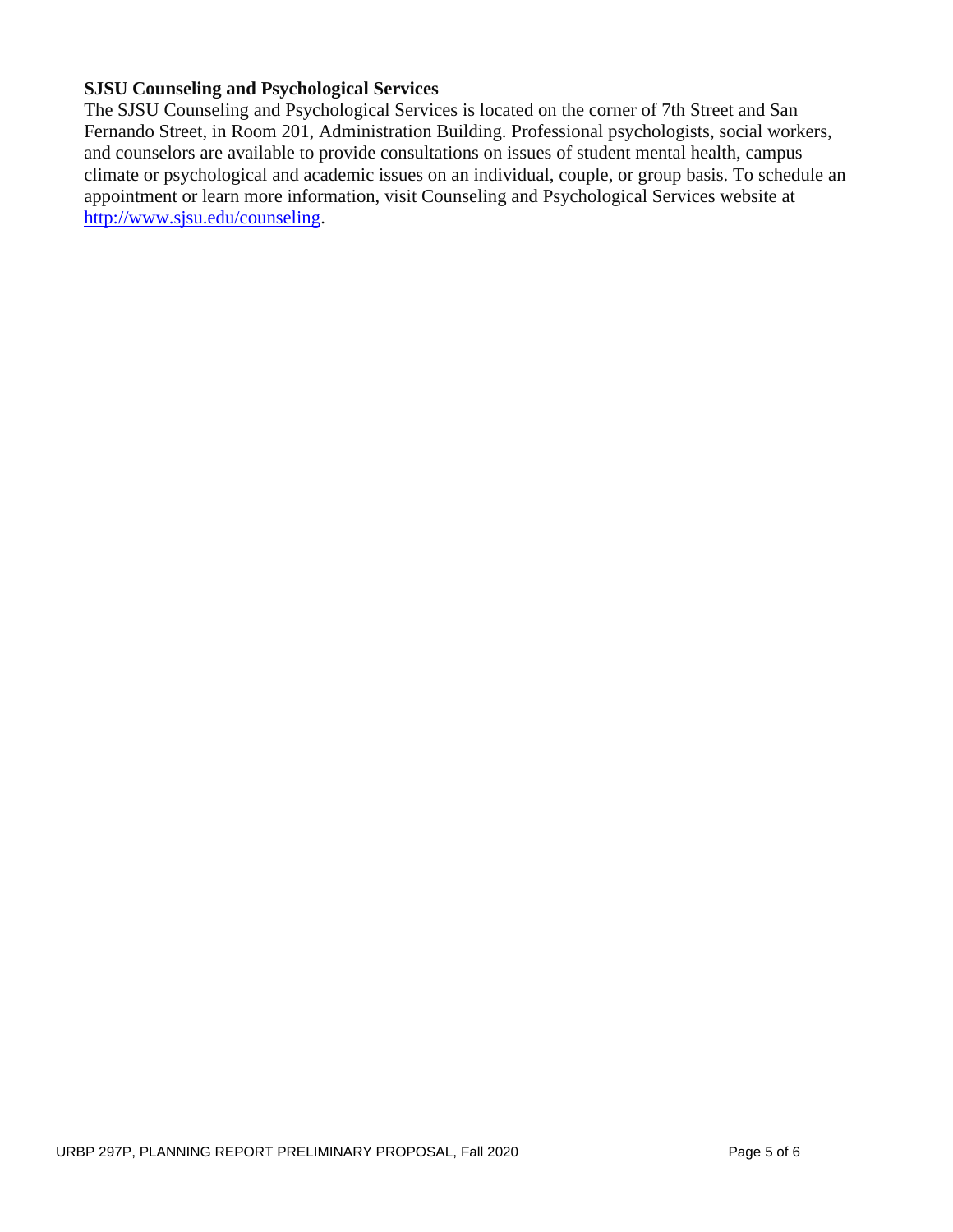### SJSU Counseling and Psychological Services

The SJSU Counseling and Psychological Services is located on the corner of 7th Street and San Fernando Street, in Room 201, Administration Building. Professional psychologists, social workers, and counselors are available to provide consultations on issues of student mental health, campus climate or psychological and academic issues on an individual, couple, or group basis. To schedule an appointment or learn more information, visit Counseling and Psychological Services website at [http://www.sjsu.edu/counseling](http://www.sjsu.edu/counseling).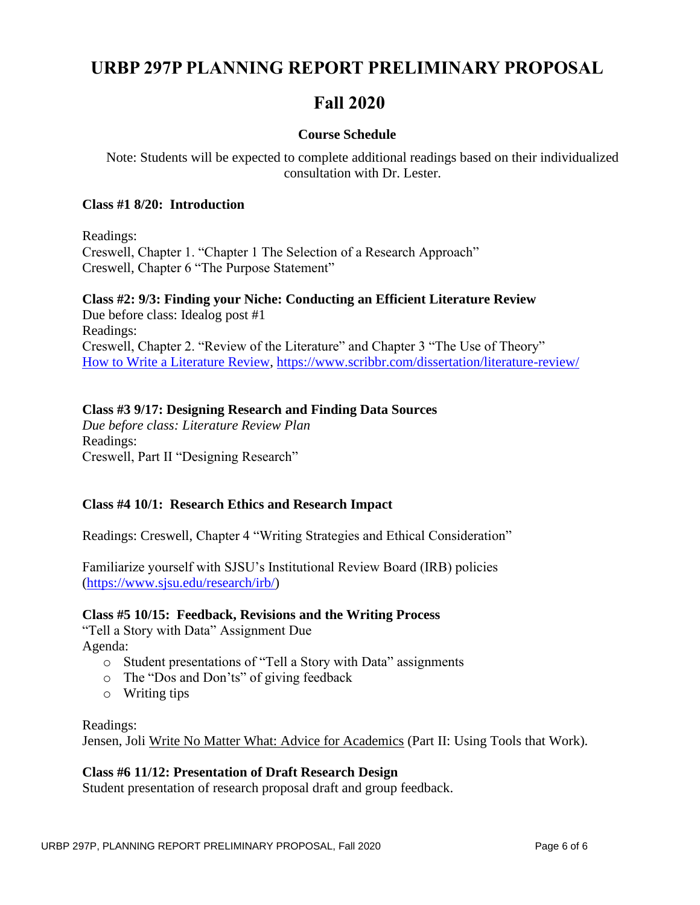# URBP 297P PLANNING REPORT PRELIMINARY PROPOSAL

# Fall 2020

### Course Schedule

Note: Students will be expected to complete additional readings based on their individualized consultation with Dr. Lester.

**Class #1 8/20: Introduction**

Readings:
Creswell, Chapter 1. "Chapter 1 The Selection of a Research Approach"
Creswell, Chapter 6 "The Purpose Statement"

**Class #2: 9/3: Finding your Niche: Conducting an Efficient Literature Review**
Due before class: Idealog post #1
Readings:
Creswell, Chapter 2. "Review of the Literature" and Chapter 3 "The Use of Theory"
How to Write a Literature Review, https://www.scribbr.com/dissertation/literature-review/

**Class #3 9/17: Designing Research and Finding Data Sources**
*Due before class: Literature Review Plan*
Readings:
Creswell, Part II "Designing Research"

**Class #4 10/1: Research Ethics and Research Impact**

Readings: Creswell, Chapter 4 "Writing Strategies and Ethical Consideration"

Familiarize yourself with SJSU's Institutional Review Board (IRB) policies (https://www.sjsu.edu/research/irb/)

**Class #5 10/15: Feedback, Revisions and the Writing Process**
"Tell a Story with Data" Assignment Due
Agenda:

- Student presentations of "Tell a Story with Data" assignments
- The "Dos and Don'ts" of giving feedback
- Writing tips

Readings:
Jensen, Joli Write No Matter What: Advice for Academics (Part II: Using Tools that Work).

**Class #6 11/12: Presentation of Draft Research Design**
Student presentation of research proposal draft and group feedback.